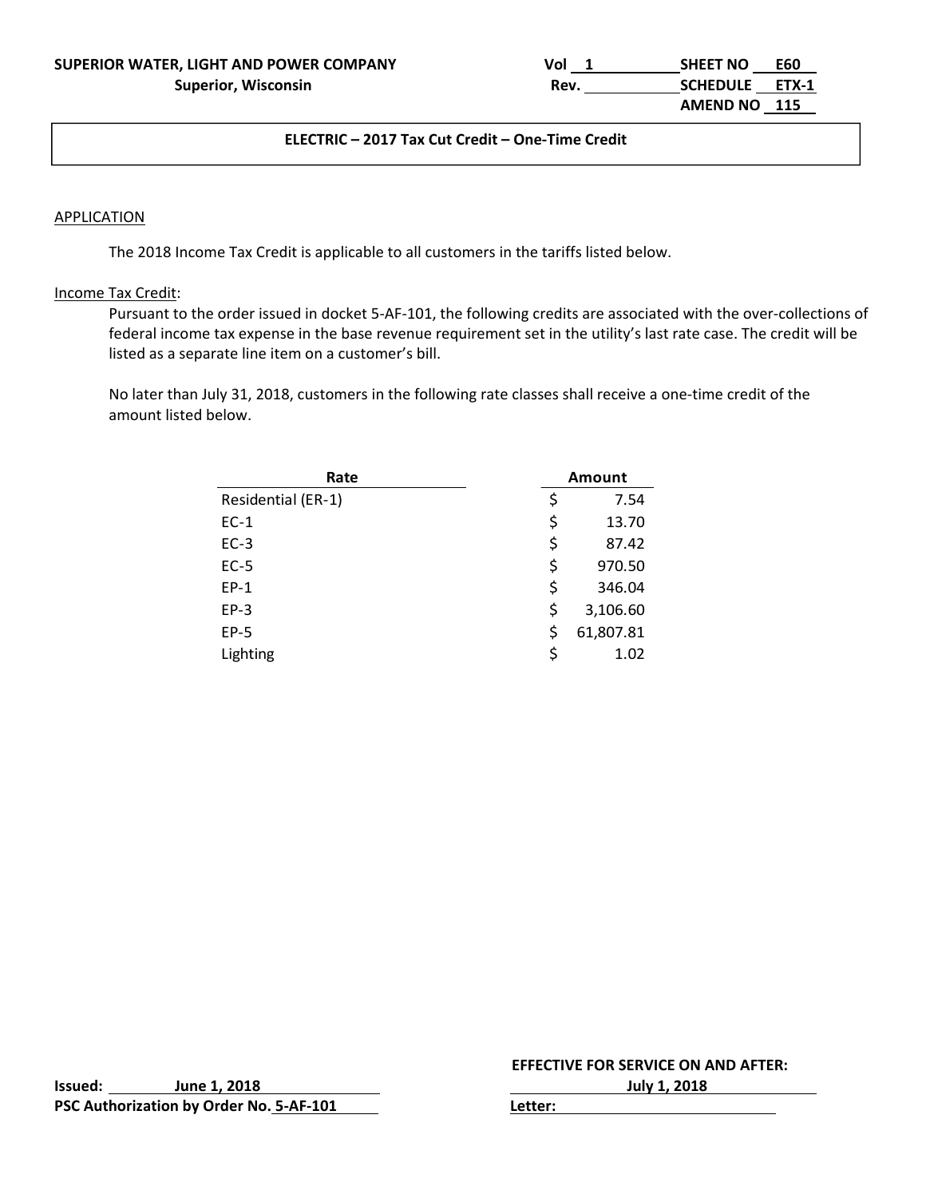**SUPERIOR WATER, LIGHT AND POWER COMPANY**
**Superior, Wisconsin**

Vol 1 | Rev. | SHEET NO E60 | SCHEDULE ETX-1 | AMEND NO 115

## ELECTRIC – 2017 Tax Cut Credit – One-Time Credit

APPLICATION

The 2018 Income Tax Credit is applicable to all customers in the tariffs listed below.

Income Tax Credit:

Pursuant to the order issued in docket 5-AF-101, the following credits are associated with the over-collections of federal income tax expense in the base revenue requirement set in the utility's last rate case. The credit will be listed as a separate line item on a customer's bill.

No later than July 31, 2018, customers in the following rate classes shall receive a one-time credit of the amount listed below.

| Rate | Amount |
|---|---|
| Residential (ER-1) | $ 7.54 |
| EC-1 | $ 13.70 |
| EC-3 | $ 87.42 |
| EC-5 | $ 970.50 |
| EP-1 | $ 346.04 |
| EP-3 | $ 3,106.60 |
| EP-5 | $ 61,807.81 |
| Lighting | $ 1.02 |

**Issued:** June 1, 2018
**PSC Authorization by Order No.** 5-AF-101

**EFFECTIVE FOR SERVICE ON AND AFTER:** July 1, 2018
**Letter:**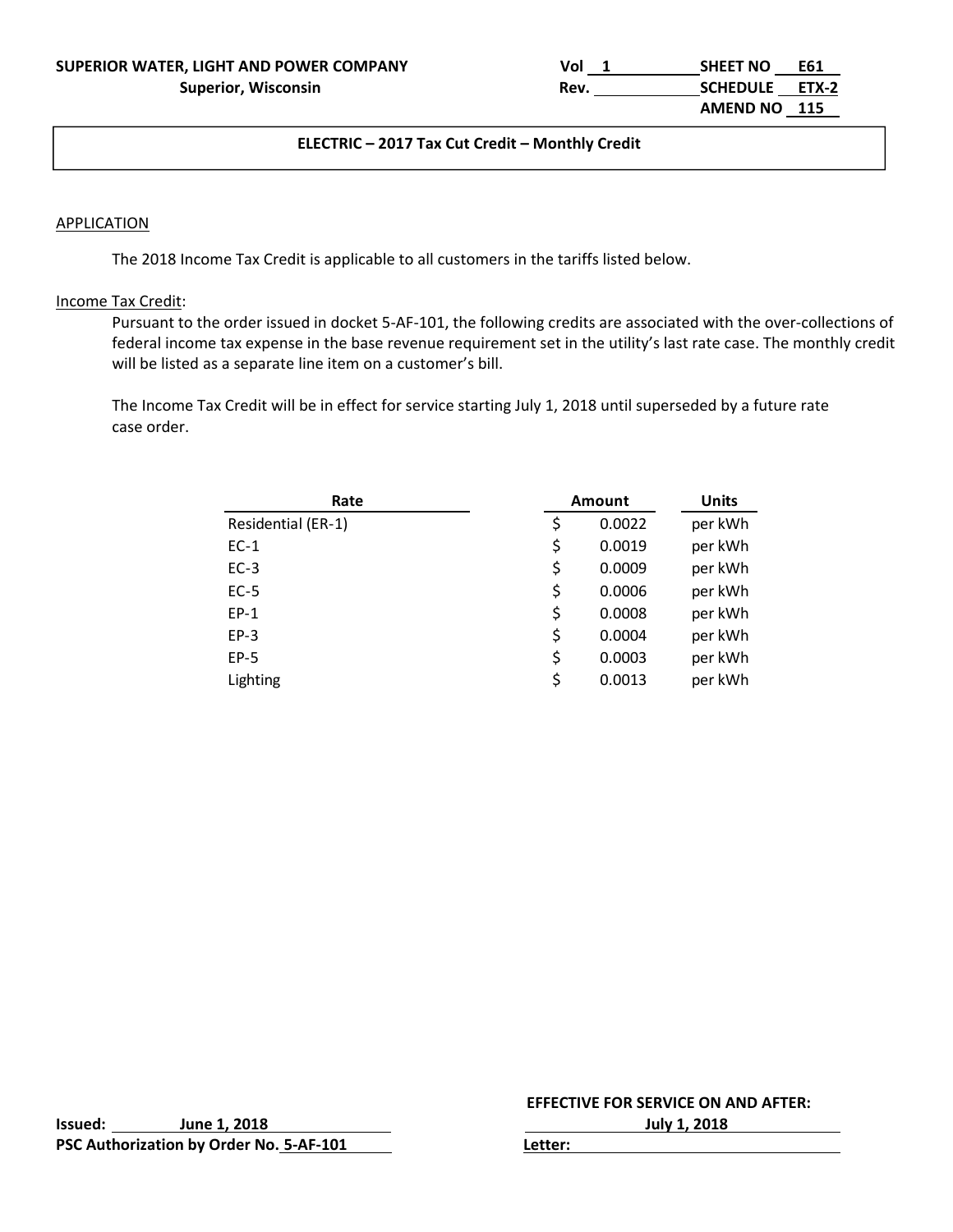**SUPERIOR WATER, LIGHT AND POWER COMPANY**
**Superior, Wisconsin**

Vol 1 | SHEET NO E61
Rev. | SCHEDULE ETX-2
AMEND NO 115

## ELECTRIC – 2017 Tax Cut Credit – Monthly Credit

APPLICATION

The 2018 Income Tax Credit is applicable to all customers in the tariffs listed below.

Income Tax Credit:

Pursuant to the order issued in docket 5-AF-101, the following credits are associated with the over-collections of federal income tax expense in the base revenue requirement set in the utility's last rate case. The monthly credit will be listed as a separate line item on a customer's bill.

The Income Tax Credit will be in effect for service starting July 1, 2018 until superseded by a future rate case order.

| Rate | Amount | Units |
|---|---|---|
| Residential (ER-1) | $ 0.0022 | per kWh |
| EC-1 | $ 0.0019 | per kWh |
| EC-3 | $ 0.0009 | per kWh |
| EC-5 | $ 0.0006 | per kWh |
| EP-1 | $ 0.0008 | per kWh |
| EP-3 | $ 0.0004 | per kWh |
| EP-5 | $ 0.0003 | per kWh |
| Lighting | $ 0.0013 | per kWh |

**Issued:** June 1, 2018
**PSC Authorization by Order No.** 5-AF-101

**EFFECTIVE FOR SERVICE ON AND AFTER:**
July 1, 2018
**Letter:**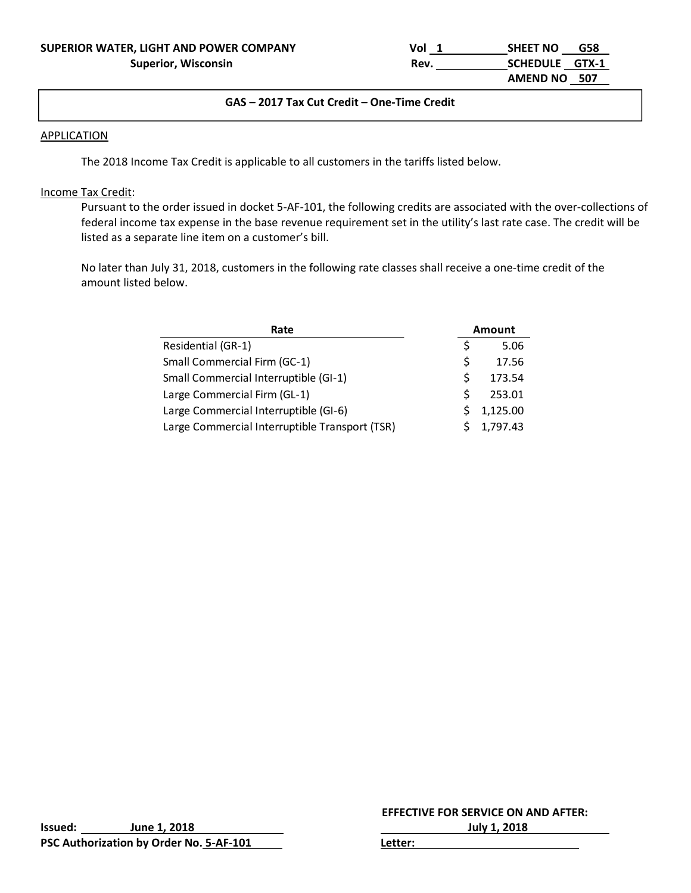**SUPERIOR WATER, LIGHT AND POWER COMPANY**
**Superior, Wisconsin**

Vol 1 | SHEET NO G58
Rev. | SCHEDULE GTX-1
AMEND NO 507

## GAS – 2017 Tax Cut Credit – One-Time Credit

APPLICATION

The 2018 Income Tax Credit is applicable to all customers in the tariffs listed below.

Income Tax Credit:

Pursuant to the order issued in docket 5-AF-101, the following credits are associated with the over-collections of federal income tax expense in the base revenue requirement set in the utility's last rate case. The credit will be listed as a separate line item on a customer's bill.

No later than July 31, 2018, customers in the following rate classes shall receive a one-time credit of the amount listed below.

| Rate | Amount |
|---|---|
| Residential (GR-1) | $ 5.06 |
| Small Commercial Firm (GC-1) | $ 17.56 |
| Small Commercial Interruptible (GI-1) | $ 173.54 |
| Large Commercial Firm (GL-1) | $ 253.01 |
| Large Commercial Interruptible (GI-6) | $ 1,125.00 |
| Large Commercial Interruptible Transport (TSR) | $ 1,797.43 |

**Issued:** **June 1, 2018**
**PSC Authorization by Order No. 5-AF-101**

**EFFECTIVE FOR SERVICE ON AND AFTER:**
**July 1, 2018**
**Letter:**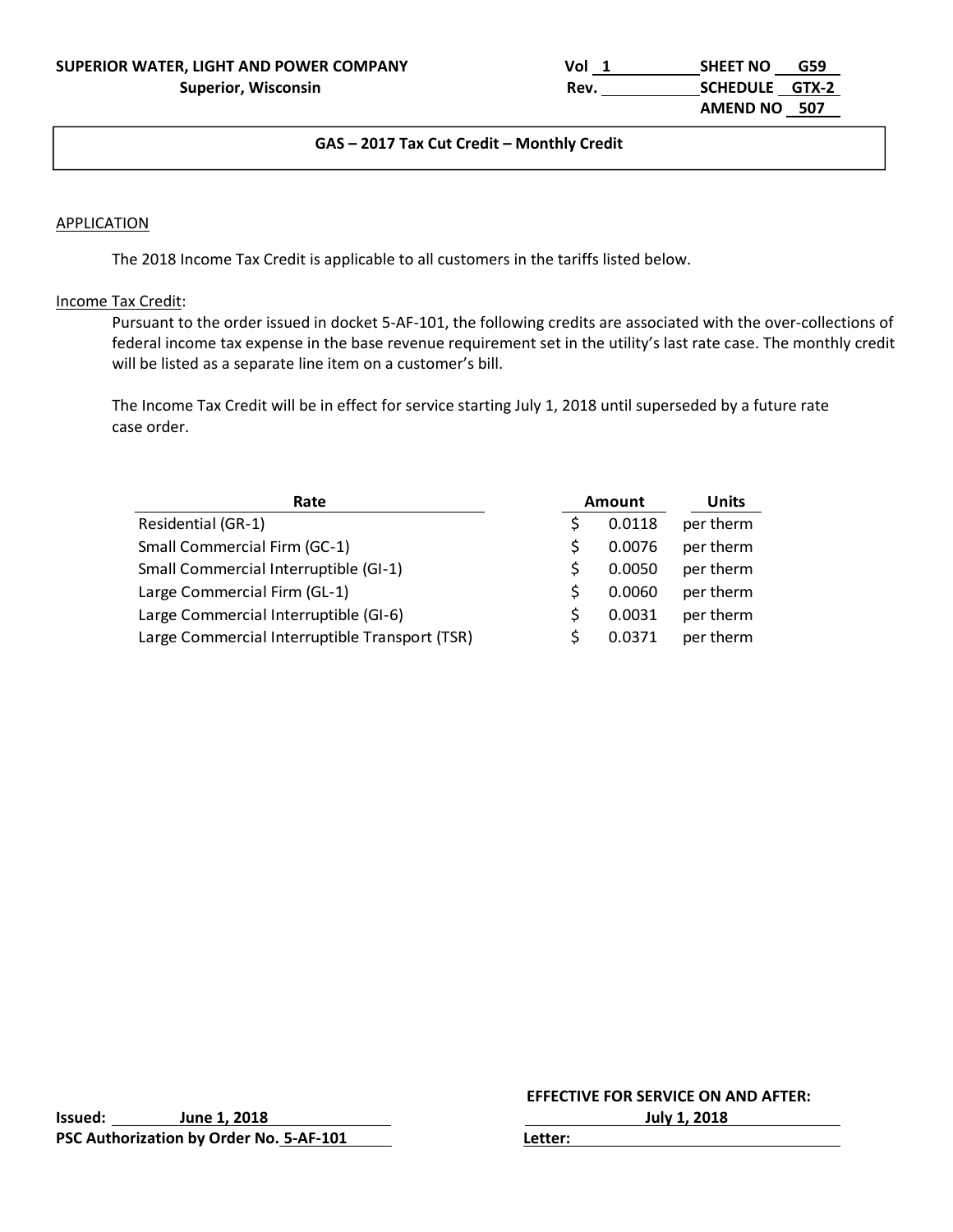**SUPERIOR WATER, LIGHT AND POWER COMPANY**
**Superior, Wisconsin**

Vol 1 SHEET NO G59
Rev. SCHEDULE GTX-2
AMEND NO 507

**GAS – 2017 Tax Cut Credit – Monthly Credit**

APPLICATION

The 2018 Income Tax Credit is applicable to all customers in the tariffs listed below.

Income Tax Credit:

Pursuant to the order issued in docket 5-AF-101, the following credits are associated with the over-collections of federal income tax expense in the base revenue requirement set in the utility's last rate case. The monthly credit will be listed as a separate line item on a customer's bill.

The Income Tax Credit will be in effect for service starting July 1, 2018 until superseded by a future rate case order.

| Rate | Amount | Units |
|---|---|---|
| Residential (GR-1) | $ 0.0118 | per therm |
| Small Commercial Firm (GC-1) | $ 0.0076 | per therm |
| Small Commercial Interruptible (GI-1) | $ 0.0050 | per therm |
| Large Commercial Firm (GL-1) | $ 0.0060 | per therm |
| Large Commercial Interruptible (GI-6) | $ 0.0031 | per therm |
| Large Commercial Interruptible Transport (TSR) | $ 0.0371 | per therm |

**Issued:** **June 1, 2018**
**PSC Authorization by Order No. 5-AF-101**

**EFFECTIVE FOR SERVICE ON AND AFTER:**
**July 1, 2018**
**Letter:**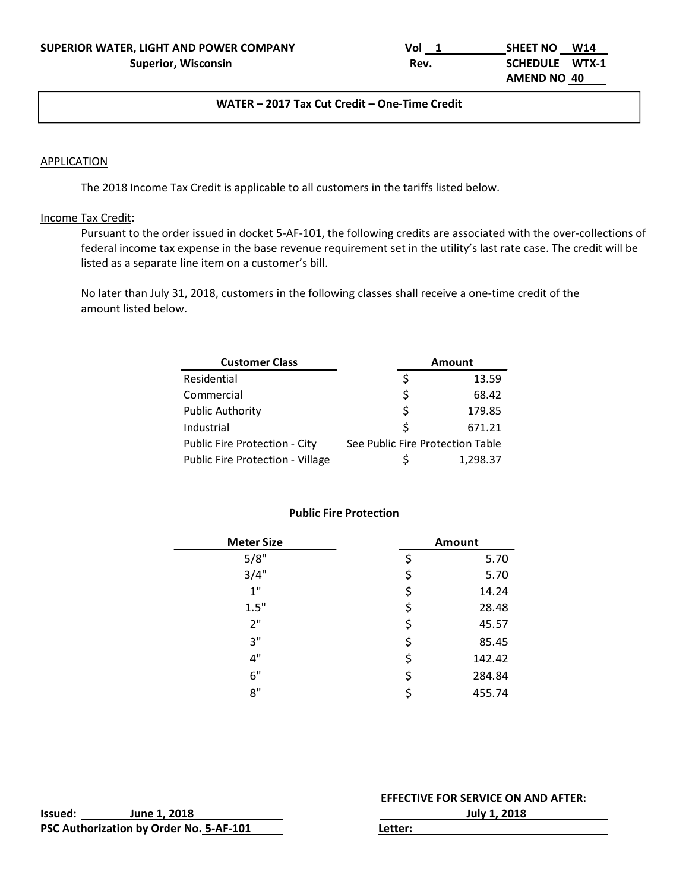**SUPERIOR WATER, LIGHT AND POWER COMPANY**
**Superior, Wisconsin**

Vol 1 | Rev. | SHEET NO W14 | SCHEDULE WTX-1 | AMEND NO 40

## WATER – 2017 Tax Cut Credit – One-Time Credit

APPLICATION

The 2018 Income Tax Credit is applicable to all customers in the tariffs listed below.

Income Tax Credit:

Pursuant to the order issued in docket 5-AF-101, the following credits are associated with the over-collections of federal income tax expense in the base revenue requirement set in the utility's last rate case. The credit will be listed as a separate line item on a customer's bill.

No later than July 31, 2018, customers in the following classes shall receive a one-time credit of the amount listed below.

| Customer Class | Amount |
|---|---|
| Residential | $ 13.59 |
| Commercial | $ 68.42 |
| Public Authority | $ 179.85 |
| Industrial | $ 671.21 |
| Public Fire Protection - City | See Public Fire Protection Table |
| Public Fire Protection - Village | $ 1,298.37 |

**Public Fire Protection**

| Meter Size | Amount |
|---|---|
| 5/8" | $ 5.70 |
| 3/4" | $ 5.70 |
| 1" | $ 14.24 |
| 1.5" | $ 28.48 |
| 2" | $ 45.57 |
| 3" | $ 85.45 |
| 4" | $ 142.42 |
| 6" | $ 284.84 |
| 8" | $ 455.74 |

**Issued:** **June 1, 2018**
**PSC Authorization by Order No. 5-AF-101**

**EFFECTIVE FOR SERVICE ON AND AFTER:**
**July 1, 2018**
**Letter:**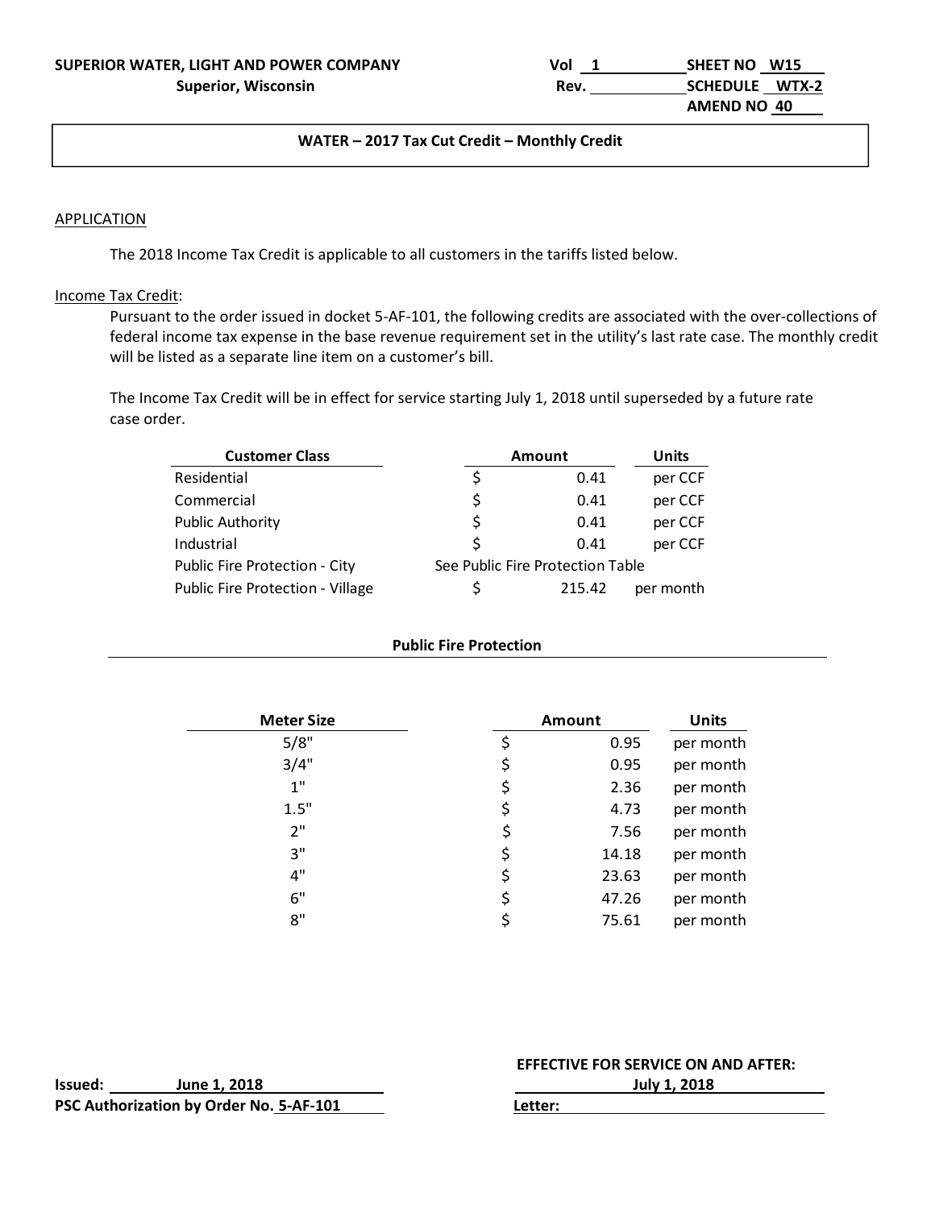**SUPERIOR WATER, LIGHT AND POWER COMPANY**
**Superior, Wisconsin**

Vol 1 | SHEET NO W15
Rev. | SCHEDULE WTX-2
AMEND NO 40

## WATER – 2017 Tax Cut Credit – Monthly Credit

APPLICATION

The 2018 Income Tax Credit is applicable to all customers in the tariffs listed below.

Income Tax Credit:

Pursuant to the order issued in docket 5-AF-101, the following credits are associated with the over-collections of federal income tax expense in the base revenue requirement set in the utility's last rate case. The monthly credit will be listed as a separate line item on a customer's bill.

The Income Tax Credit will be in effect for service starting July 1, 2018 until superseded by a future rate case order.

| Customer Class | Amount | Units |
|---|---|---|
| Residential | $ 0.41 | per CCF |
| Commercial | $ 0.41 | per CCF |
| Public Authority | $ 0.41 | per CCF |
| Industrial | $ 0.41 | per CCF |
| Public Fire Protection - City | See Public Fire Protection Table | |
| Public Fire Protection - Village | $ 215.42 | per month |

### Public Fire Protection

| Meter Size | Amount | Units |
|---|---|---|
| 5/8" | $ 0.95 | per month |
| 3/4" | $ 0.95 | per month |
| 1" | $ 2.36 | per month |
| 1.5" | $ 4.73 | per month |
| 2" | $ 7.56 | per month |
| 3" | $ 14.18 | per month |
| 4" | $ 23.63 | per month |
| 6" | $ 47.26 | per month |
| 8" | $ 75.61 | per month |

**Issued:** June 1, 2018
**PSC Authorization by Order No.** 5-AF-101

**EFFECTIVE FOR SERVICE ON AND AFTER:**
July 1, 2018
**Letter:**